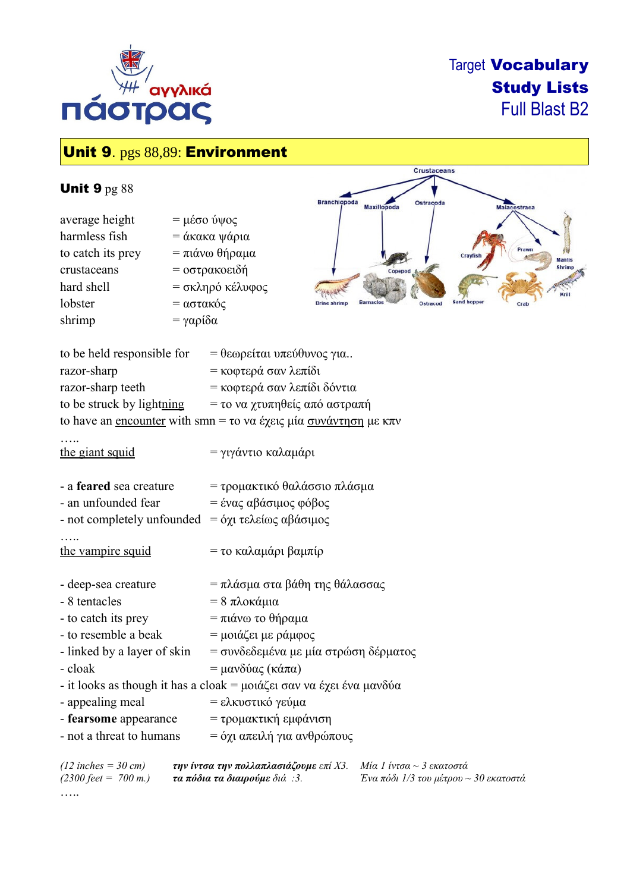Target **Vocabulary**
**Study Lists**
Full Blast B2

## **Unit 9**. pgs 88,89: **Environment**

### **Unit 9** pg 88

Crustaceans
Branchiopoda
Maxillopoda
Ostracoda
Malacostraca
Brine shrimp
Barnacles
Copepod
Ostracod
Sand hopper
Crayfish
Prawn
Mantis Shrimp
Crab
Krill

average height = μέσο ύψος
harmless fish = άκακα ψάρια
to catch its prey = πιάνω θήραμα
crustaceans = οστρακοειδή
hard shell = σκληρό κέλυφος
lobster = αστακός
shrimp = γαρίδα

to be held responsible for = θεωρείται υπεύθυνος για..
razor-sharp = κοφτερά σαν λεπίδι
razor-sharp teeth = κοφτερά σαν λεπίδι δόντια
to be struck by light<u>ning</u> = το να χτυπηθείς από αστραπή
to have an <u>encounter</u> with smn = το να έχεις μία <u>συνάντηση</u> με κπν

…..
<u>the giant squid</u> = γιγάντιο καλαμάρι

- a **feared** sea creature = τρομακτικό θαλάσσιο πλάσμα
- an unfounded fear = ένας αβάσιμος φόβος
- not completely unfounded = όχι τελείως αβάσιμος

…..
<u>the vampire squid</u> = το καλαμάρι βαμπίρ

- deep-sea creature = πλάσμα στα βάθη της θάλασσας
- 8 tentacles = 8 πλοκάμια
- to catch its prey = πιάνω το θήραμα
- to resemble a beak = μοιάζει με ράμφος
- linked by a layer of skin = συνδεδεμένα με μία στρώση δέρματος
- cloak = μανδύας (κάπα)
- it looks as though it has a cloak = μοιάζει σαν να έχει ένα μανδύα
- appealing meal = ελκυστικό γεύμα
- **fearsome** appearance = τρομακτική εμφάνιση
- not a threat to humans = όχι απειλή για ανθρώπους

*(12 inches = 30 cm)* ***την ίντσα την πολλαπλασιάζουμε*** *επί Χ3.* *Μία 1 ίντσα ~ 3 εκατοστά*
*(2300 feet = 700 m.)* ***τα πόδια τα διαιρούμε*** *διά :3.* *Ένα πόδι 1/3 του μέτρου ~ 30 εκατοστά*
…..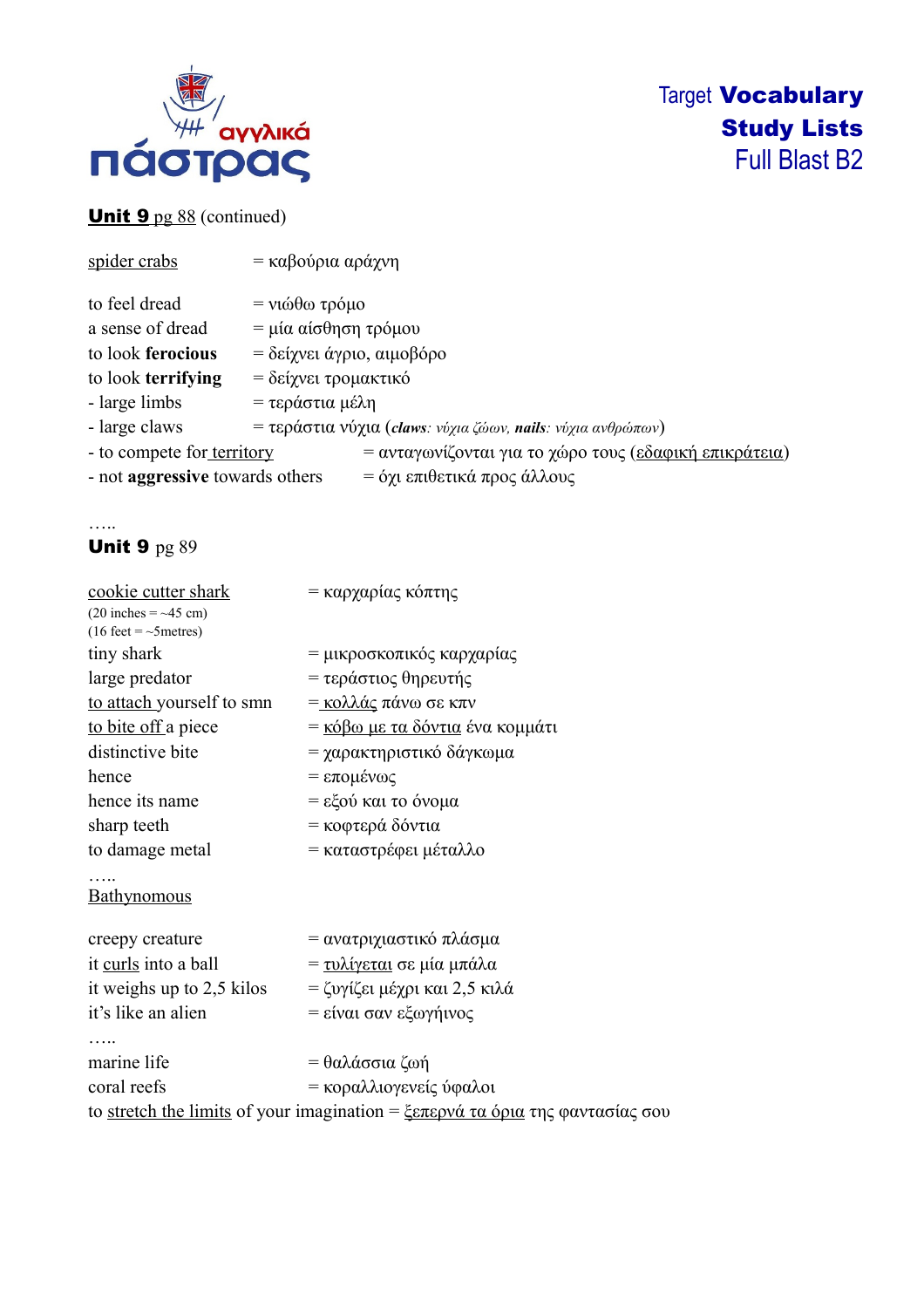Target **Vocabulary Study Lists**
Full Blast B2

**Unit 9** pg 88 (continued)

spider crabs = καβούρια αράχνη

to feel dread = νιώθω τρόμο
a sense of dread = μία αίσθηση τρόμου
to look **ferocious** = δείχνει άγριο, αιμοβόρο
to look **terrifying** = δείχνει τρομακτικό
- large limbs = τεράστια μέλη
- large claws = τεράστια νύχια (***claws**: νύχια ζώων*, ***nails**: νύχια ανθρώπων*)
- to compete for territory = ανταγωνίζονται για το χώρο τους (εδαφική επικράτεια)
- not **aggressive** towards others = όχι επιθετικά προς άλλους

…..

**Unit 9** pg 89

cookie cutter shark = καρχαρίας κόπτης
(20 inches = ~45 cm)
(16 feet = ~5metres)
tiny shark = μικροσκοπικός καρχαρίας
large predator = τεράστιος θηρευτής
to attach yourself to smn = κολλάς πάνω σε κπν
to bite off a piece = κόβω με τα δόντια ένα κομμάτι
distinctive bite = χαρακτηριστικό δάγκωμα
hence = επομένως
hence its name = εξού και το όνομα
sharp teeth = κοφτερά δόντια
to damage metal = καταστρέφει μέταλλο
…..
Bathynomous

creepy creature = ανατριχιαστικό πλάσμα
it curls into a ball = τυλίγεται σε μία μπάλα
it weighs up to 2,5 kilos = ζυγίζει μέχρι και 2,5 κιλά
it's like an alien = είναι σαν εξωγήινος
…..
marine life = θαλάσσια ζωή
coral reefs = κοραλλιογενείς ύφαλοι
to stretch the limits of your imagination = ξεπερνά τα όρια της φαντασίας σου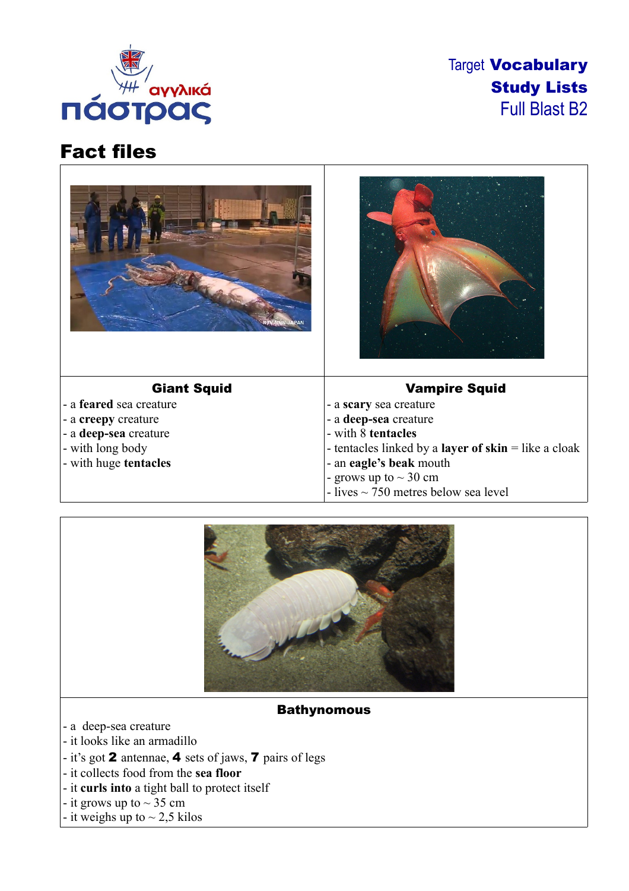Target **Vocabulary Study Lists**
Full Blast B2

# Fact files

| **Giant Squid** | **Vampire Squid** |
|---|---|
| - a **feared** sea creature<br>- a **creepy** creature<br>- a **deep-sea** creature<br>- with long body<br>- with huge **tentacles** | - a **scary** sea creature<br>- a **deep-sea** creature<br>- with 8 **tentacles**<br>- tentacles linked by a **layer of skin** = like a cloak<br>- an **eagle's beak** mouth<br>- grows up to ~ 30 cm<br>- lives ~ 750 metres below sea level |

**Bathynomous**

- a deep-sea creature
- it looks like an armadillo
- it's got **2** antennae, **4** sets of jaws, **7** pairs of legs
- it collects food from the **sea floor**
- it **curls into** a tight ball to protect itself
- it grows up to ~ 35 cm
- it weighs up to ~ 2,5 kilos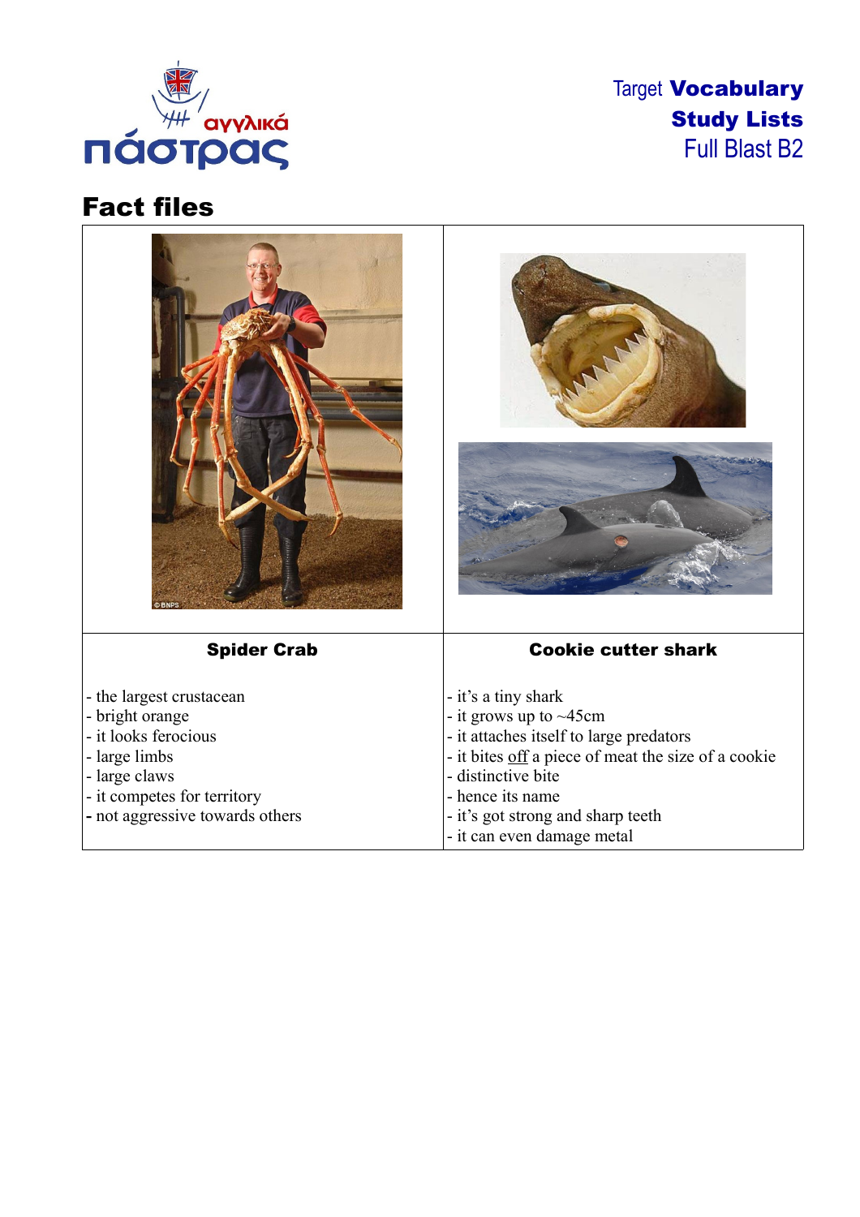Target **Vocabulary Study Lists**
Full Blast B2

## Fact files

| **Spider Crab** | **Cookie cutter shark** |
|---|---|
| - the largest crustacean<br>- bright orange<br>- it looks ferocious<br>- large limbs<br>- large claws<br>- it competes for territory<br>- not aggressive towards others | - it's a tiny shark<br>- it grows up to ~45cm<br>- it attaches itself to large predators<br>- it bites <u>off</u> a piece of meat the size of a cookie<br>- distinctive bite<br>- hence its name<br>- it's got strong and sharp teeth<br>- it can even damage metal |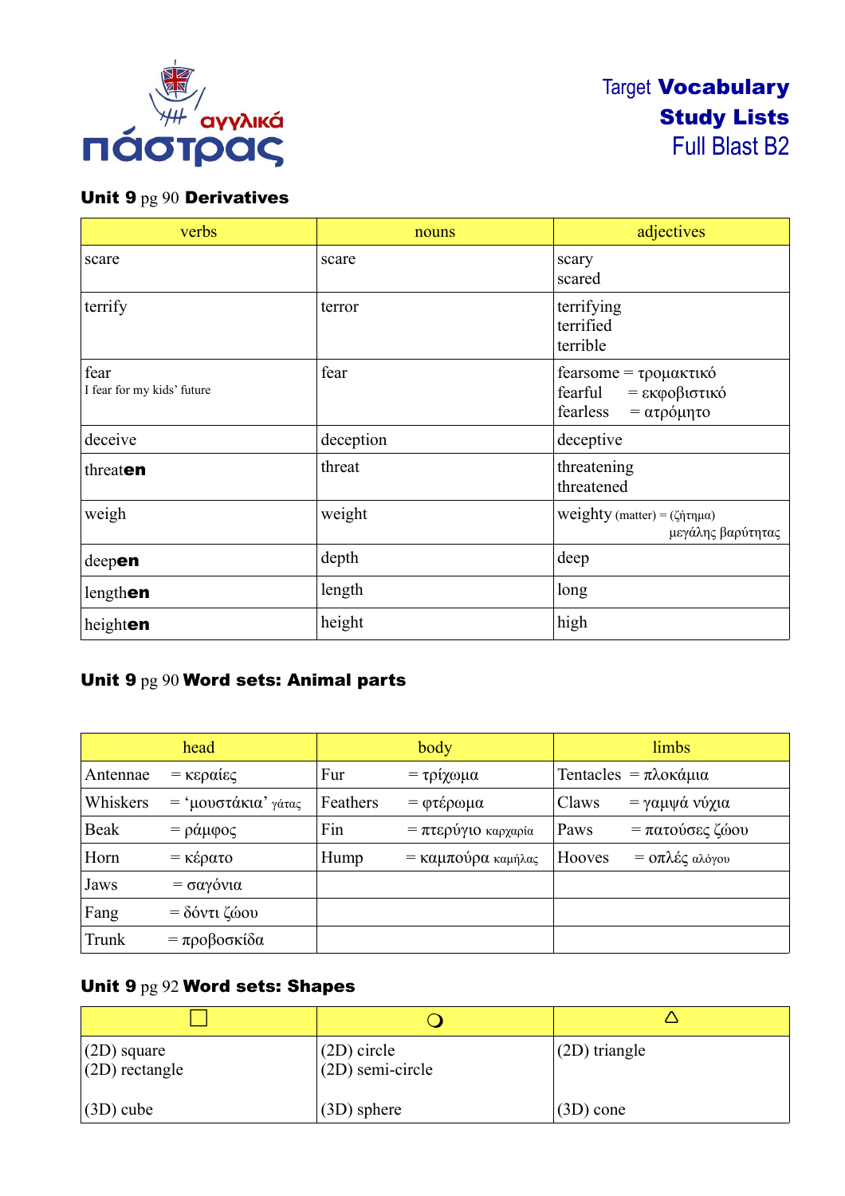αγγλικά πάστρας

Target **Vocabulary Study Lists**
Full Blast B2

**Unit 9** pg 90 **Derivatives**

| verbs | nouns | adjectives |
|---|---|---|
| scare | scare | scary<br>scared |
| terrify | terror | terrifying<br>terrified<br>terrible |
| fear<br>I fear for my kids' future | fear | fearsome = τρομακτικό<br>fearful = εκφοβιστικό<br>fearless = ατρόμητο |
| deceive | deception | deceptive |
| threat**en** | threat | threatening<br>threatened |
| weigh | weight | weighty (matter) = (ζήτημα) μεγάλης βαρύτητας |
| deep**en** | depth | deep |
| length**en** | length | long |
| height**en** | height | high |

**Unit 9** pg 90 **Word sets: Animal parts**

| head | body | limbs |
|---|---|---|
| Antennae = κεραίες | Fur = τρίχωμα | Tentacles = πλοκάμια |
| Whiskers = 'μουστάκια' γάτας | Feathers = φτέρωμα | Claws = γαμψά νύχια |
| Beak = ράμφος | Fin = πτερύγιο καρχαρία | Paws = πατούσες ζώου |
| Horn = κέρατο | Hump = καμπούρα καμήλας | Hooves = οπλές αλόγου |
| Jaws = σαγόνια | | |
| Fang = δόντι ζώου | | |
| Trunk = προβοσκίδα | | |

**Unit 9** pg 92 **Word sets: Shapes**

| □ | ○ | △ |
|---|---|---|
| (2D) square<br>(2D) rectangle<br><br>(3D) cube | (2D) circle<br>(2D) semi-circle<br><br>(3D) sphere | (2D) triangle<br><br><br>(3D) cone |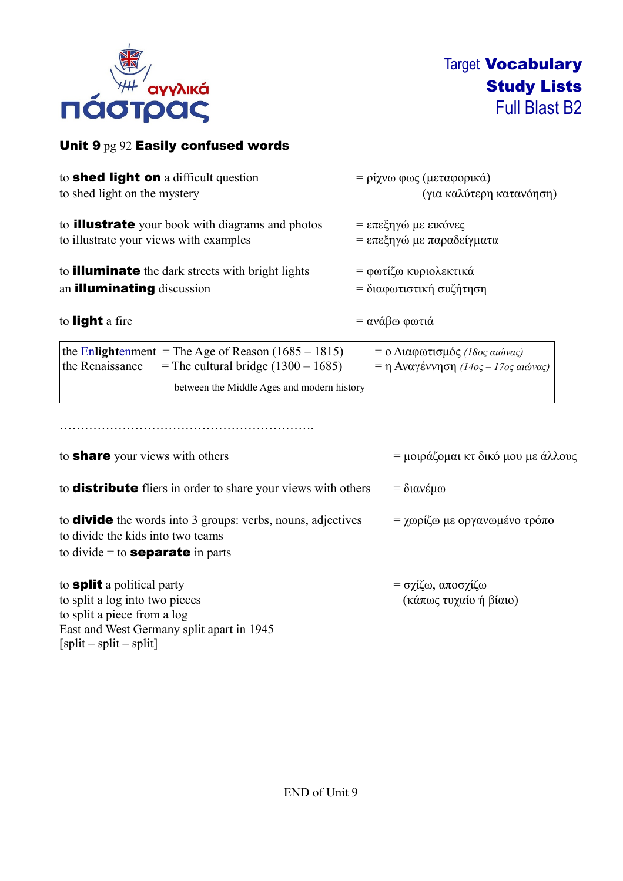αγγλικά
πάστρας

Target **Vocabulary**
**Study Lists**
Full Blast B2

**Unit 9** pg 92 **Easily confused words**

to **shed light on** a difficult question = ρίχνω φως (μεταφορικά)
to shed light on the mystery (για καλύτερη κατανόηση)

to **illustrate** your book with diagrams and photos = επεξηγώ με εικόνες
to illustrate your views with examples = επεξηγώ με παραδείγματα

to **illuminate** the dark streets with bright lights = φωτίζω κυριολεκτικά
an **illuminating** discussion = διαφωτιστική συζήτηση

to **light** a fire = ανάβω φωτιά

| | | |
|---|---|---|
| the En**light**enment | = The Age of Reason (1685 – 1815) | = ο Διαφωτισμός *(18ος αιώνας)* |
| the Renaissance | = The cultural bridge (1300 – 1685) | = η Αναγέννηση *(14ος – 17ος αιώνας)* |
| | between the Middle Ages and modern history | |

……………………………………………………….

to **share** your views with others = μοιράζομαι κτ δικό μου με άλλους

to **distribute** fliers in order to share your views with others = διανέμω

to **divide** the words into 3 groups: verbs, nouns, adjectives = χωρίζω με οργανωμένο τρόπο
to divide the kids into two teams
to divide = to **separate** in parts

to **split** a political party = σχίζω, αποσχίζω
to split a log into two pieces (κάπως τυχαίο ή βίαιο)
to split a piece from a log
East and West Germany split apart in 1945
[split – split – split]

END of Unit 9